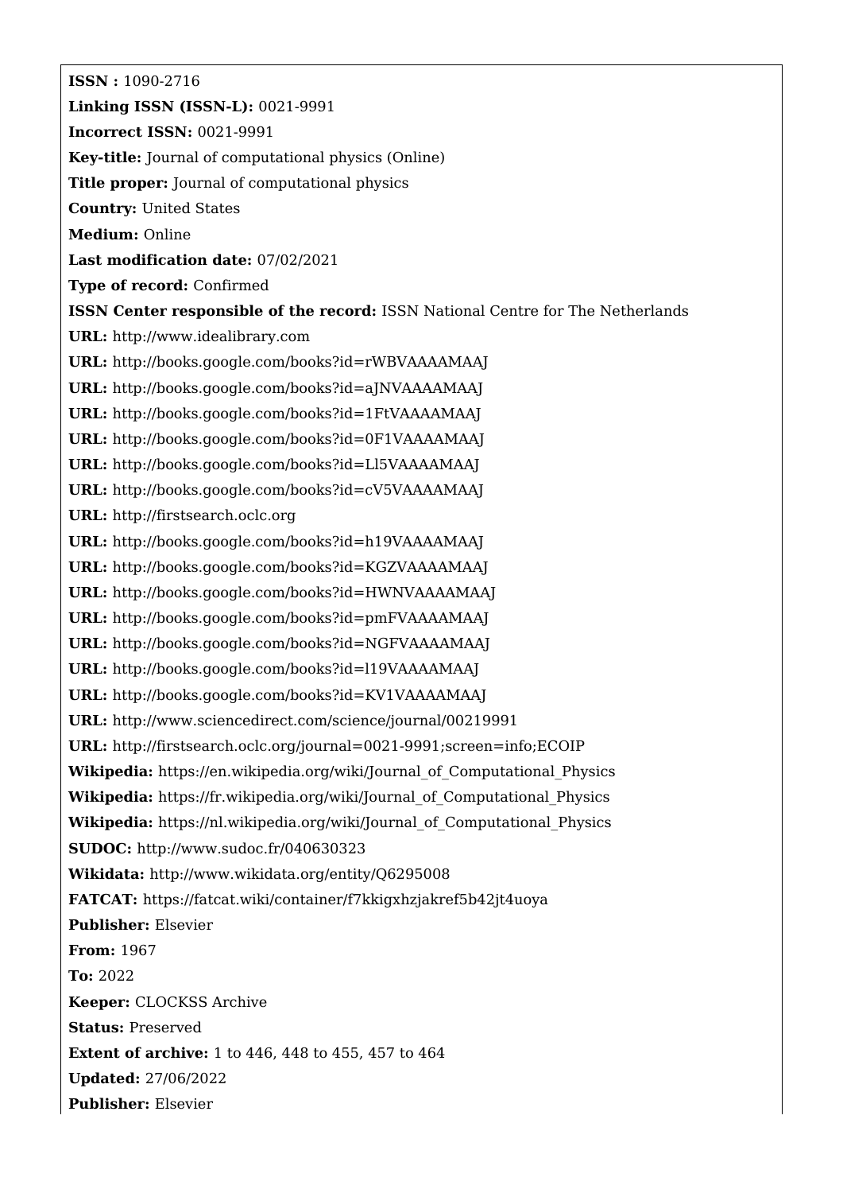**ISSN :** 1090-2716

**Linking ISSN (ISSN-L):** 0021-9991

**Incorrect ISSN:** 0021-9991

**Key-title:** Journal of computational physics (Online)

**Title proper:** Journal of computational physics

**Country:** United States

**Medium:** Online

**Last modification date:** 07/02/2021

**Type of record:** Confirmed

**ISSN Center responsible of the record:** ISSN National Centre for The Netherlands

**URL:** http://www.idealibrary.com

**URL:** http://books.google.com/books?id=rWBVAAAAMAAJ

**URL:** http://books.google.com/books?id=aJNVAAAAMAAJ

**URL:** http://books.google.com/books?id=1FtVAAAAMAAJ

**URL:** http://books.google.com/books?id=0F1VAAAAMAAJ

**URL:** http://books.google.com/books?id=Ll5VAAAAMAAJ

**URL:** http://books.google.com/books?id=cV5VAAAAMAAJ

**URL:** http://firstsearch.oclc.org

**URL:** http://books.google.com/books?id=h19VAAAAMAAJ

**URL:** http://books.google.com/books?id=KGZVAAAAMAAJ

**URL:** http://books.google.com/books?id=HWNVAAAAMAAJ

**URL:** http://books.google.com/books?id=pmFVAAAAMAAJ

**URL:** http://books.google.com/books?id=NGFVAAAAMAAJ

**URL:** http://books.google.com/books?id=l19VAAAAMAAJ

**URL:** http://books.google.com/books?id=KV1VAAAAMAAJ

**URL:** http://www.sciencedirect.com/science/journal/00219991

**URL:** http://firstsearch.oclc.org/journal=0021-9991;screen=info;ECOIP

**Wikipedia:** https://en.wikipedia.org/wiki/Journal_of_Computational_Physics

**Wikipedia:** https://fr.wikipedia.org/wiki/Journal_of_Computational_Physics

**Wikipedia:** https://nl.wikipedia.org/wiki/Journal_of_Computational_Physics

**SUDOC:** http://www.sudoc.fr/040630323

**Wikidata:** http://www.wikidata.org/entity/Q6295008

**FATCAT:** https://fatcat.wiki/container/f7kkigxhzjakref5b42jt4uoya

**Publisher:** Elsevier

**From:** 1967

**To:** 2022

**Keeper:** CLOCKSS Archive

**Status:** Preserved

**Extent of archive:** 1 to 446, 448 to 455, 457 to 464

**Updated:** 27/06/2022

**Publisher:** Elsevier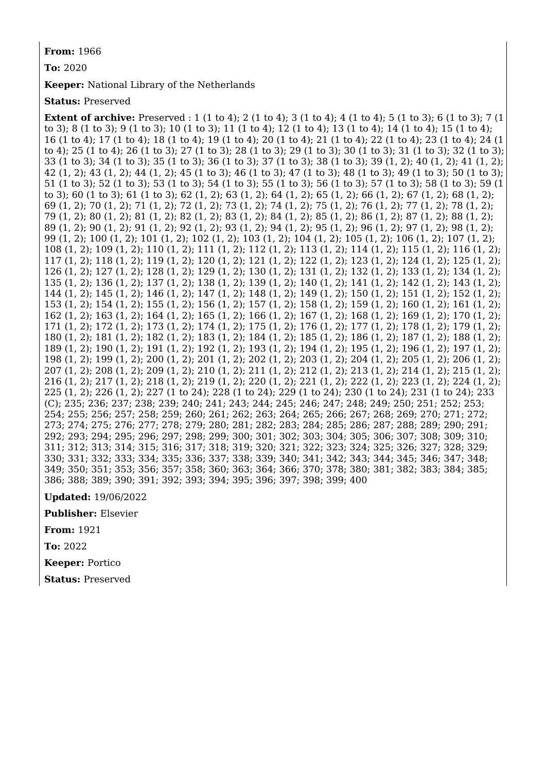**From:** 1966

**To:** 2020

**Keeper:** National Library of the Netherlands

**Status:** Preserved

**Extent of archive:** Preserved : 1 (1 to 4); 2 (1 to 4); 3 (1 to 4); 4 (1 to 4); 5 (1 to 3); 6 (1 to 3); 7 (1 to 3); 8 (1 to 3); 9 (1 to 3); 10 (1 to 3); 11 (1 to 4); 12 (1 to 4); 13 (1 to 4); 14 (1 to 4); 15 (1 to 4); 16 (1 to 4); 17 (1 to 4); 18 (1 to 4); 19 (1 to 4); 20 (1 to 4); 21 (1 to 4); 22 (1 to 4); 23 (1 to 4); 24 (1 to 4); 25 (1 to 4); 26 (1 to 3); 27 (1 to 3); 28 (1 to 3); 29 (1 to 3); 30 (1 to 3); 31 (1 to 3); 32 (1 to 3); 33 (1 to 3); 34 (1 to 3); 35 (1 to 3); 36 (1 to 3); 37 (1 to 3); 38 (1 to 3); 39 (1, 2); 40 (1, 2); 41 (1, 2); 42 (1, 2); 43 (1, 2); 44 (1, 2); 45 (1 to 3); 46 (1 to 3); 47 (1 to 3); 48 (1 to 3); 49 (1 to 3); 50 (1 to 3); 51 (1 to 3); 52 (1 to 3); 53 (1 to 3); 54 (1 to 3); 55 (1 to 3); 56 (1 to 3); 57 (1 to 3); 58 (1 to 3); 59 (1 to 3); 60 (1 to 3); 61 (1 to 3); 62 (1, 2); 63 (1, 2); 64 (1, 2); 65 (1, 2); 66 (1, 2); 67 (1, 2); 68 (1, 2); 69 (1, 2); 70 (1, 2); 71 (1, 2); 72 (1, 2); 73 (1, 2); 74 (1, 2); 75 (1, 2); 76 (1, 2); 77 (1, 2); 78 (1, 2); 79 (1, 2); 80 (1, 2); 81 (1, 2); 82 (1, 2); 83 (1, 2); 84 (1, 2); 85 (1, 2); 86 (1, 2); 87 (1, 2); 88 (1, 2); 89 (1, 2); 90 (1, 2); 91 (1, 2); 92 (1, 2); 93 (1, 2); 94 (1, 2); 95 (1, 2); 96 (1, 2); 97 (1, 2); 98 (1, 2); 99 (1, 2); 100 (1, 2); 101 (1, 2); 102 (1, 2); 103 (1, 2); 104 (1, 2); 105 (1, 2); 106 (1, 2); 107 (1, 2); 108 (1, 2); 109 (1, 2); 110 (1, 2); 111 (1, 2); 112 (1, 2); 113 (1, 2); 114 (1, 2); 115 (1, 2); 116 (1, 2); 117 (1, 2); 118 (1, 2); 119 (1, 2); 120 (1, 2); 121 (1, 2); 122 (1, 2); 123 (1, 2); 124 (1, 2); 125 (1, 2); 126 (1, 2); 127 (1, 2); 128 (1, 2); 129 (1, 2); 130 (1, 2); 131 (1, 2); 132 (1, 2); 133 (1, 2); 134 (1, 2); 135 (1, 2); 136 (1, 2); 137 (1, 2); 138 (1, 2); 139 (1, 2); 140 (1, 2); 141 (1, 2); 142 (1, 2); 143 (1, 2); 144 (1, 2); 145 (1, 2); 146 (1, 2); 147 (1, 2); 148 (1, 2); 149 (1, 2); 150 (1, 2); 151 (1, 2); 152 (1, 2); 153 (1, 2); 154 (1, 2); 155 (1, 2); 156 (1, 2); 157 (1, 2); 158 (1, 2); 159 (1, 2); 160 (1, 2); 161 (1, 2); 162 (1, 2); 163 (1, 2); 164 (1, 2); 165 (1, 2); 166 (1, 2); 167 (1, 2); 168 (1, 2); 169 (1, 2); 170 (1, 2); 171 (1, 2); 172 (1, 2); 173 (1, 2); 174 (1, 2); 175 (1, 2); 176 (1, 2); 177 (1, 2); 178 (1, 2); 179 (1, 2); 180 (1, 2); 181 (1, 2); 182 (1, 2); 183 (1, 2); 184 (1, 2); 185 (1, 2); 186 (1, 2); 187 (1, 2); 188 (1, 2); 189 (1, 2); 190 (1, 2); 191 (1, 2); 192 (1, 2); 193 (1, 2); 194 (1, 2); 195 (1, 2); 196 (1, 2); 197 (1, 2); 198 (1, 2); 199 (1, 2); 200 (1, 2); 201 (1, 2); 202 (1, 2); 203 (1, 2); 204 (1, 2); 205 (1, 2); 206 (1, 2); 207 (1, 2); 208 (1, 2); 209 (1, 2); 210 (1, 2); 211 (1, 2); 212 (1, 2); 213 (1, 2); 214 (1, 2); 215 (1, 2); 216 (1, 2); 217 (1, 2); 218 (1, 2); 219 (1, 2); 220 (1, 2); 221 (1, 2); 222 (1, 2); 223 (1, 2); 224 (1, 2); 225 (1, 2); 226 (1, 2); 227 (1 to 24); 228 (1 to 24); 229 (1 to 24); 230 (1 to 24); 231 (1 to 24); 233 (C); 235; 236; 237; 238; 239; 240; 241; 243; 244; 245; 246; 247; 248; 249; 250; 251; 252; 253; 254; 255; 256; 257; 258; 259; 260; 261; 262; 263; 264; 265; 266; 267; 268; 269; 270; 271; 272; 273; 274; 275; 276; 277; 278; 279; 280; 281; 282; 283; 284; 285; 286; 287; 288; 289; 290; 291; 292; 293; 294; 295; 296; 297; 298; 299; 300; 301; 302; 303; 304; 305; 306; 307; 308; 309; 310; 311; 312; 313; 314; 315; 316; 317; 318; 319; 320; 321; 322; 323; 324; 325; 326; 327; 328; 329; 330; 331; 332; 333; 334; 335; 336; 337; 338; 339; 340; 341; 342; 343; 344; 345; 346; 347; 348; 349; 350; 351; 353; 356; 357; 358; 360; 363; 364; 366; 370; 378; 380; 381; 382; 383; 384; 385; 386; 388; 389; 390; 391; 392; 393; 394; 395; 396; 397; 398; 399; 400

**Updated:** 19/06/2022

**Publisher:** Elsevier

**From:** 1921

**To:** 2022

**Keeper:** Portico

**Status:** Preserved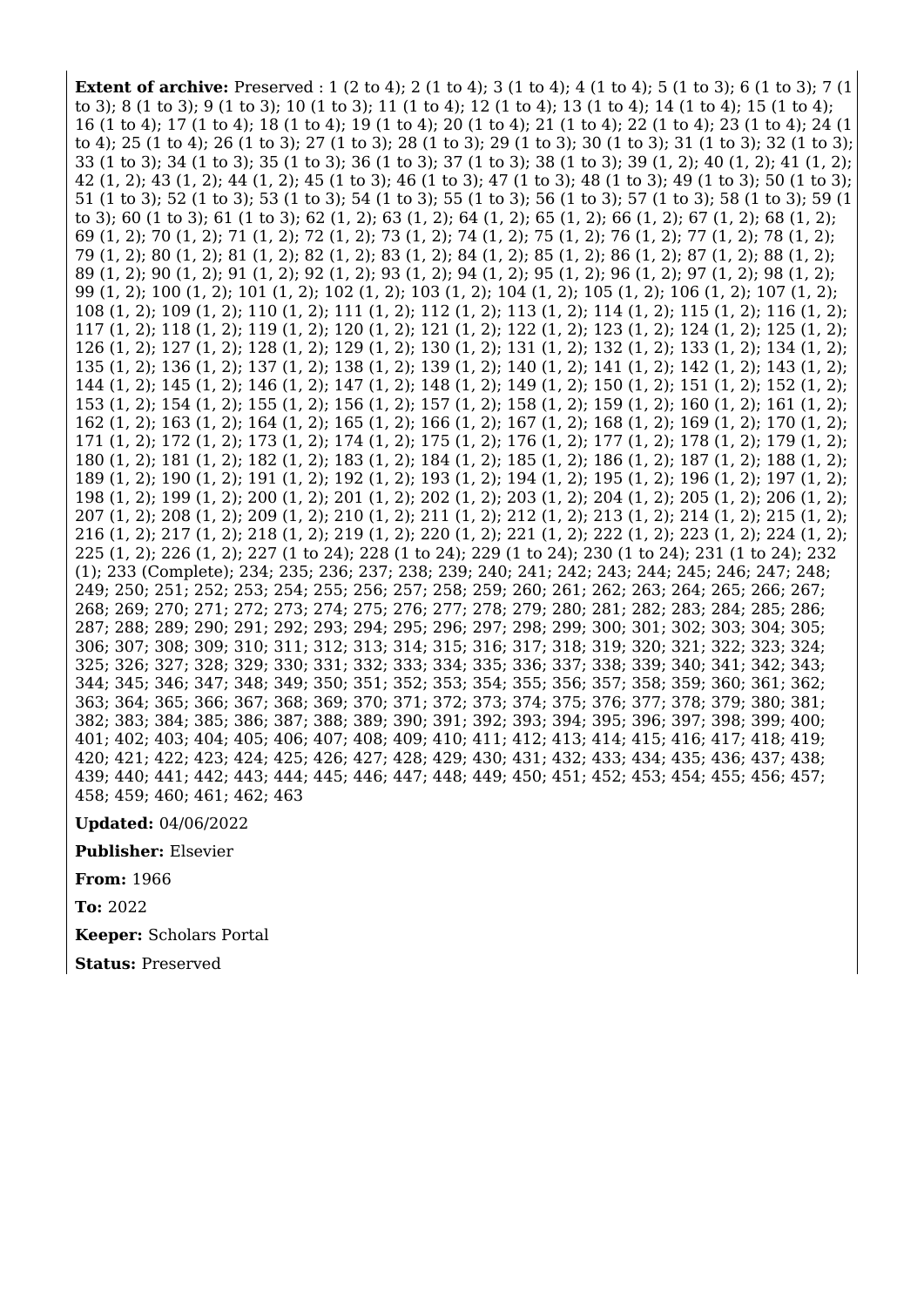**Extent of archive:** Preserved : 1 (2 to 4); 2 (1 to 4); 3 (1 to 4); 4 (1 to 4); 5 (1 to 3); 6 (1 to 3); 7 (1 to 3); 8 (1 to 3); 9 (1 to 3); 10 (1 to 3); 11 (1 to 4); 12 (1 to 4); 13 (1 to 4); 14 (1 to 4); 15 (1 to 4); 16 (1 to 4); 17 (1 to 4); 18 (1 to 4); 19 (1 to 4); 20 (1 to 4); 21 (1 to 4); 22 (1 to 4); 23 (1 to 4); 24 (1 to 4); 25 (1 to 4); 26 (1 to 3); 27 (1 to 3); 28 (1 to 3); 29 (1 to 3); 30 (1 to 3); 31 (1 to 3); 32 (1 to 3); 33 (1 to 3); 34 (1 to 3); 35 (1 to 3); 36 (1 to 3); 37 (1 to 3); 38 (1 to 3); 39 (1, 2); 40 (1, 2); 41 (1, 2); 42 (1, 2); 43 (1, 2); 44 (1, 2); 45 (1 to 3); 46 (1 to 3); 47 (1 to 3); 48 (1 to 3); 49 (1 to 3); 50 (1 to 3); 51 (1 to 3); 52 (1 to 3); 53 (1 to 3); 54 (1 to 3); 55 (1 to 3); 56 (1 to 3); 57 (1 to 3); 58 (1 to 3); 59 (1 to 3); 60 (1 to 3); 61 (1 to 3); 62 (1, 2); 63 (1, 2); 64 (1, 2); 65 (1, 2); 66 (1, 2); 67 (1, 2); 68 (1, 2); 69 (1, 2); 70 (1, 2); 71 (1, 2); 72 (1, 2); 73 (1, 2); 74 (1, 2); 75 (1, 2); 76 (1, 2); 77 (1, 2); 78 (1, 2); 79 (1, 2); 80 (1, 2); 81 (1, 2); 82 (1, 2); 83 (1, 2); 84 (1, 2); 85 (1, 2); 86 (1, 2); 87 (1, 2); 88 (1, 2); 89 (1, 2); 90 (1, 2); 91 (1, 2); 92 (1, 2); 93 (1, 2); 94 (1, 2); 95 (1, 2); 96 (1, 2); 97 (1, 2); 98 (1, 2); 99 (1, 2); 100 (1, 2); 101 (1, 2); 102 (1, 2); 103 (1, 2); 104 (1, 2); 105 (1, 2); 106 (1, 2); 107 (1, 2); 108 (1, 2); 109 (1, 2); 110 (1, 2); 111 (1, 2); 112 (1, 2); 113 (1, 2); 114 (1, 2); 115 (1, 2); 116 (1, 2); 117 (1, 2); 118 (1, 2); 119 (1, 2); 120 (1, 2); 121 (1, 2); 122 (1, 2); 123 (1, 2); 124 (1, 2); 125 (1, 2); 126 (1, 2); 127 (1, 2); 128 (1, 2); 129 (1, 2); 130 (1, 2); 131 (1, 2); 132 (1, 2); 133 (1, 2); 134 (1, 2); 135 (1, 2); 136 (1, 2); 137 (1, 2); 138 (1, 2); 139 (1, 2); 140 (1, 2); 141 (1, 2); 142 (1, 2); 143 (1, 2); 144 (1, 2); 145 (1, 2); 146 (1, 2); 147 (1, 2); 148 (1, 2); 149 (1, 2); 150 (1, 2); 151 (1, 2); 152 (1, 2); 153 (1, 2); 154 (1, 2); 155 (1, 2); 156 (1, 2); 157 (1, 2); 158 (1, 2); 159 (1, 2); 160 (1, 2); 161 (1, 2); 162 (1, 2); 163 (1, 2); 164 (1, 2); 165 (1, 2); 166 (1, 2); 167 (1, 2); 168 (1, 2); 169 (1, 2); 170 (1, 2); 171 (1, 2); 172 (1, 2); 173 (1, 2); 174 (1, 2); 175 (1, 2); 176 (1, 2); 177 (1, 2); 178 (1, 2); 179 (1, 2); 180 (1, 2); 181 (1, 2); 182 (1, 2); 183 (1, 2); 184 (1, 2); 185 (1, 2); 186 (1, 2); 187 (1, 2); 188 (1, 2); 189 (1, 2); 190 (1, 2); 191 (1, 2); 192 (1, 2); 193 (1, 2); 194 (1, 2); 195 (1, 2); 196 (1, 2); 197 (1, 2); 198 (1, 2); 199 (1, 2); 200 (1, 2); 201 (1, 2); 202 (1, 2); 203 (1, 2); 204 (1, 2); 205 (1, 2); 206 (1, 2); 207 (1, 2); 208 (1, 2); 209 (1, 2); 210 (1, 2); 211 (1, 2); 212 (1, 2); 213 (1, 2); 214 (1, 2); 215 (1, 2); 216 (1, 2); 217 (1, 2); 218 (1, 2); 219 (1, 2); 220 (1, 2); 221 (1, 2); 222 (1, 2); 223 (1, 2); 224 (1, 2); 225 (1, 2); 226 (1, 2); 227 (1 to 24); 228 (1 to 24); 229 (1 to 24); 230 (1 to 24); 231 (1 to 24); 232 (1); 233 (Complete); 234; 235; 236; 237; 238; 239; 240; 241; 242; 243; 244; 245; 246; 247; 248; 249; 250; 251; 252; 253; 254; 255; 256; 257; 258; 259; 260; 261; 262; 263; 264; 265; 266; 267; 268; 269; 270; 271; 272; 273; 274; 275; 276; 277; 278; 279; 280; 281; 282; 283; 284; 285; 286; 287; 288; 289; 290; 291; 292; 293; 294; 295; 296; 297; 298; 299; 300; 301; 302; 303; 304; 305; 306; 307; 308; 309; 310; 311; 312; 313; 314; 315; 316; 317; 318; 319; 320; 321; 322; 323; 324; 325; 326; 327; 328; 329; 330; 331; 332; 333; 334; 335; 336; 337; 338; 339; 340; 341; 342; 343; 344; 345; 346; 347; 348; 349; 350; 351; 352; 353; 354; 355; 356; 357; 358; 359; 360; 361; 362; 363; 364; 365; 366; 367; 368; 369; 370; 371; 372; 373; 374; 375; 376; 377; 378; 379; 380; 381; 382; 383; 384; 385; 386; 387; 388; 389; 390; 391; 392; 393; 394; 395; 396; 397; 398; 399; 400; 401; 402; 403; 404; 405; 406; 407; 408; 409; 410; 411; 412; 413; 414; 415; 416; 417; 418; 419; 420; 421; 422; 423; 424; 425; 426; 427; 428; 429; 430; 431; 432; 433; 434; 435; 436; 437; 438; 439; 440; 441; 442; 443; 444; 445; 446; 447; 448; 449; 450; 451; 452; 453; 454; 455; 456; 457; 458; 459; 460; 461; 462; 463

**Updated:** 04/06/2022

**Publisher:** Elsevier

**From:** 1966

**To:** 2022

**Keeper:** Scholars Portal

**Status:** Preserved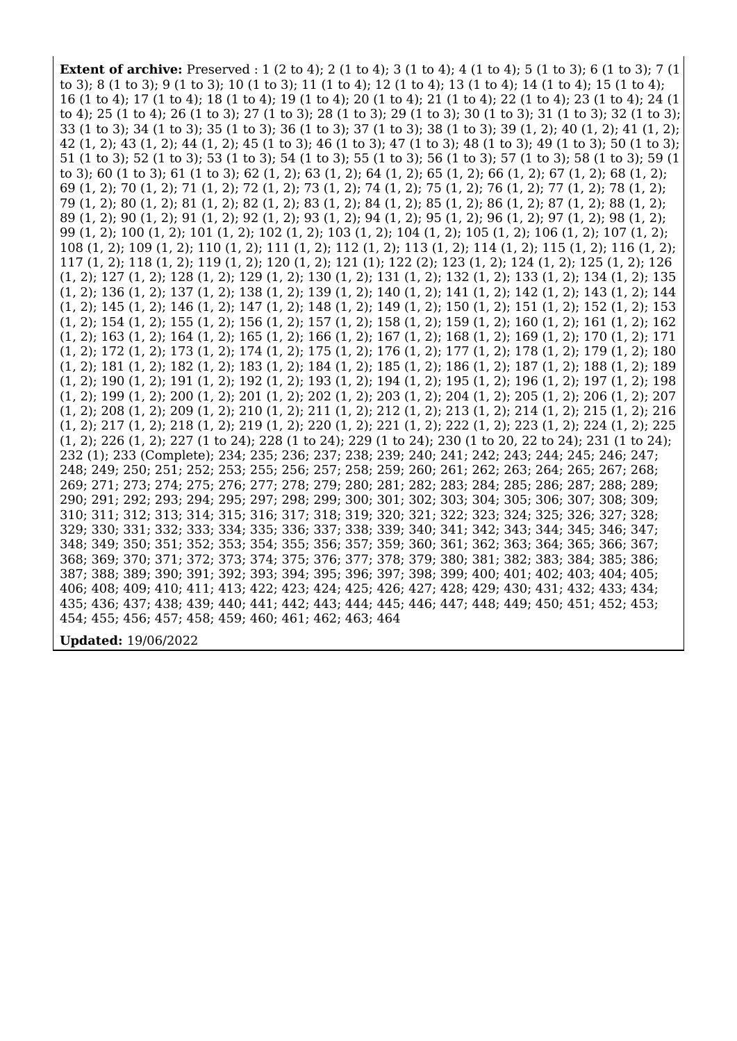**Extent of archive:** Preserved : 1 (2 to 4); 2 (1 to 4); 3 (1 to 4); 4 (1 to 4); 5 (1 to 3); 6 (1 to 3); 7 (1 to 3); 8 (1 to 3); 9 (1 to 3); 10 (1 to 3); 11 (1 to 4); 12 (1 to 4); 13 (1 to 4); 14 (1 to 4); 15 (1 to 4); 16 (1 to 4); 17 (1 to 4); 18 (1 to 4); 19 (1 to 4); 20 (1 to 4); 21 (1 to 4); 22 (1 to 4); 23 (1 to 4); 24 (1 to 4); 25 (1 to 4); 26 (1 to 3); 27 (1 to 3); 28 (1 to 3); 29 (1 to 3); 30 (1 to 3); 31 (1 to 3); 32 (1 to 3); 33 (1 to 3); 34 (1 to 3); 35 (1 to 3); 36 (1 to 3); 37 (1 to 3); 38 (1 to 3); 39 (1, 2); 40 (1, 2); 41 (1, 2); 42 (1, 2); 43 (1, 2); 44 (1, 2); 45 (1 to 3); 46 (1 to 3); 47 (1 to 3); 48 (1 to 3); 49 (1 to 3); 50 (1 to 3); 51 (1 to 3); 52 (1 to 3); 53 (1 to 3); 54 (1 to 3); 55 (1 to 3); 56 (1 to 3); 57 (1 to 3); 58 (1 to 3); 59 (1 to 3); 60 (1 to 3); 61 (1 to 3); 62 (1, 2); 63 (1, 2); 64 (1, 2); 65 (1, 2); 66 (1, 2); 67 (1, 2); 68 (1, 2); 69 (1, 2); 70 (1, 2); 71 (1, 2); 72 (1, 2); 73 (1, 2); 74 (1, 2); 75 (1, 2); 76 (1, 2); 77 (1, 2); 78 (1, 2); 79 (1, 2); 80 (1, 2); 81 (1, 2); 82 (1, 2); 83 (1, 2); 84 (1, 2); 85 (1, 2); 86 (1, 2); 87 (1, 2); 88 (1, 2); 89 (1, 2); 90 (1, 2); 91 (1, 2); 92 (1, 2); 93 (1, 2); 94 (1, 2); 95 (1, 2); 96 (1, 2); 97 (1, 2); 98 (1, 2); 99 (1, 2); 100 (1, 2); 101 (1, 2); 102 (1, 2); 103 (1, 2); 104 (1, 2); 105 (1, 2); 106 (1, 2); 107 (1, 2); 108 (1, 2); 109 (1, 2); 110 (1, 2); 111 (1, 2); 112 (1, 2); 113 (1, 2); 114 (1, 2); 115 (1, 2); 116 (1, 2); 117 (1, 2); 118 (1, 2); 119 (1, 2); 120 (1, 2); 121 (1); 122 (2); 123 (1, 2); 124 (1, 2); 125 (1, 2); 126 (1, 2); 127 (1, 2); 128 (1, 2); 129 (1, 2); 130 (1, 2); 131 (1, 2); 132 (1, 2); 133 (1, 2); 134 (1, 2); 135 (1, 2); 136 (1, 2); 137 (1, 2); 138 (1, 2); 139 (1, 2); 140 (1, 2); 141 (1, 2); 142 (1, 2); 143 (1, 2); 144 (1, 2); 145 (1, 2); 146 (1, 2); 147 (1, 2); 148 (1, 2); 149 (1, 2); 150 (1, 2); 151 (1, 2); 152 (1, 2); 153 (1, 2); 154 (1, 2); 155 (1, 2); 156 (1, 2); 157 (1, 2); 158 (1, 2); 159 (1, 2); 160 (1, 2); 161 (1, 2); 162 (1, 2); 163 (1, 2); 164 (1, 2); 165 (1, 2); 166 (1, 2); 167 (1, 2); 168 (1, 2); 169 (1, 2); 170 (1, 2); 171 (1, 2); 172 (1, 2); 173 (1, 2); 174 (1, 2); 175 (1, 2); 176 (1, 2); 177 (1, 2); 178 (1, 2); 179 (1, 2); 180 (1, 2); 181 (1, 2); 182 (1, 2); 183 (1, 2); 184 (1, 2); 185 (1, 2); 186 (1, 2); 187 (1, 2); 188 (1, 2); 189 (1, 2); 190 (1, 2); 191 (1, 2); 192 (1, 2); 193 (1, 2); 194 (1, 2); 195 (1, 2); 196 (1, 2); 197 (1, 2); 198 (1, 2); 199 (1, 2); 200 (1, 2); 201 (1, 2); 202 (1, 2); 203 (1, 2); 204 (1, 2); 205 (1, 2); 206 (1, 2); 207 (1, 2); 208 (1, 2); 209 (1, 2); 210 (1, 2); 211 (1, 2); 212 (1, 2); 213 (1, 2); 214 (1, 2); 215 (1, 2); 216 (1, 2); 217 (1, 2); 218 (1, 2); 219 (1, 2); 220 (1, 2); 221 (1, 2); 222 (1, 2); 223 (1, 2); 224 (1, 2); 225 (1, 2); 226 (1, 2); 227 (1 to 24); 228 (1 to 24); 229 (1 to 24); 230 (1 to 20, 22 to 24); 231 (1 to 24); 232 (1); 233 (Complete); 234; 235; 236; 237; 238; 239; 240; 241; 242; 243; 244; 245; 246; 247; 248; 249; 250; 251; 252; 253; 255; 256; 257; 258; 259; 260; 261; 262; 263; 264; 265; 267; 268; 269; 271; 273; 274; 275; 276; 277; 278; 279; 280; 281; 282; 283; 284; 285; 286; 287; 288; 289; 290; 291; 292; 293; 294; 295; 297; 298; 299; 300; 301; 302; 303; 304; 305; 306; 307; 308; 309; 310; 311; 312; 313; 314; 315; 316; 317; 318; 319; 320; 321; 322; 323; 324; 325; 326; 327; 328; 329; 330; 331; 332; 333; 334; 335; 336; 337; 338; 339; 340; 341; 342; 343; 344; 345; 346; 347; 348; 349; 350; 351; 352; 353; 354; 355; 356; 357; 359; 360; 361; 362; 363; 364; 365; 366; 367; 368; 369; 370; 371; 372; 373; 374; 375; 376; 377; 378; 379; 380; 381; 382; 383; 384; 385; 386; 387; 388; 389; 390; 391; 392; 393; 394; 395; 396; 397; 398; 399; 400; 401; 402; 403; 404; 405; 406; 408; 409; 410; 411; 413; 422; 423; 424; 425; 426; 427; 428; 429; 430; 431; 432; 433; 434; 435; 436; 437; 438; 439; 440; 441; 442; 443; 444; 445; 446; 447; 448; 449; 450; 451; 452; 453; 454; 455; 456; 457; 458; 459; 460; 461; 462; 463; 464

**Updated:** 19/06/2022